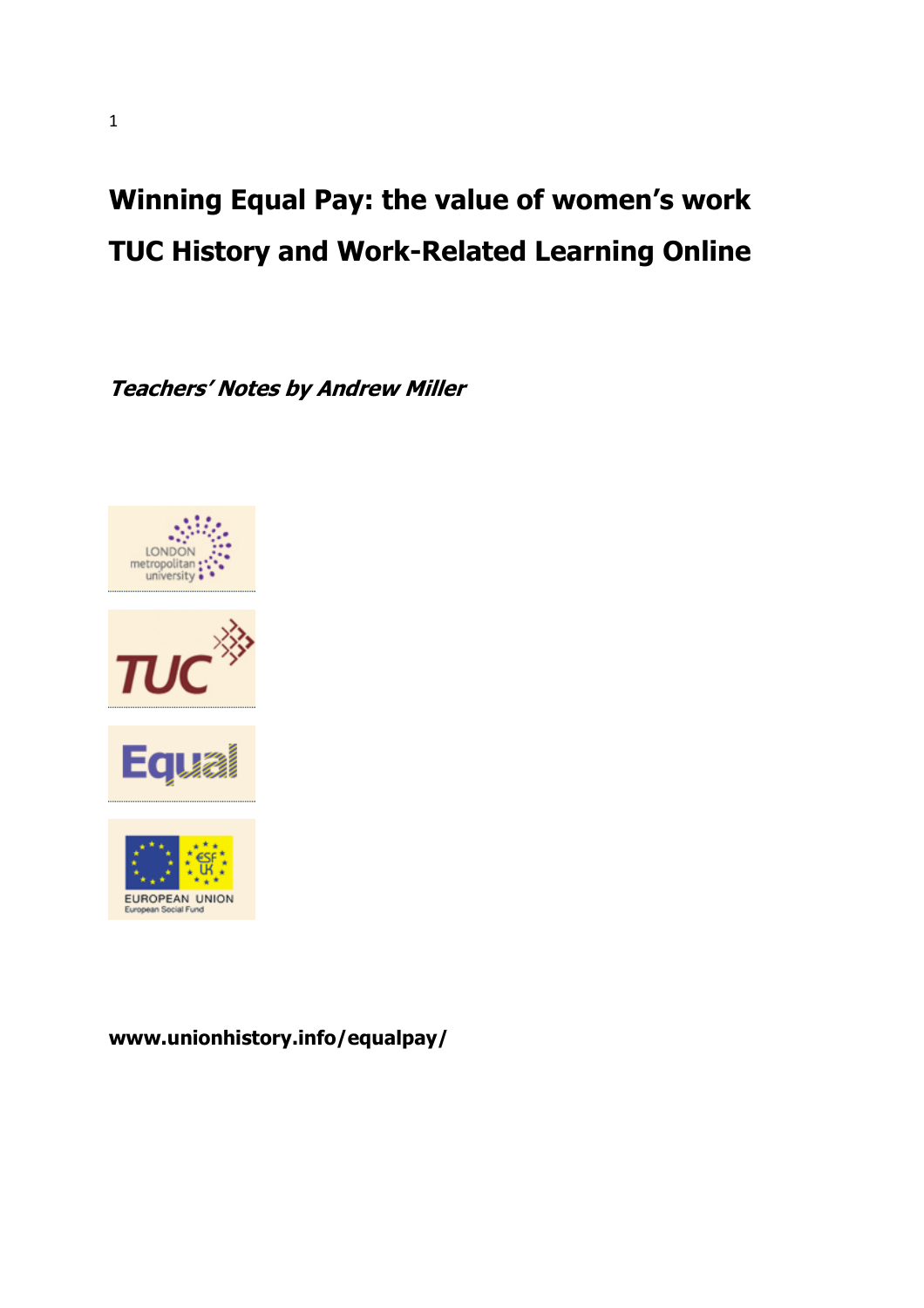# Winning Equal Pay: the value of women's work

# TUC History and Work-Related Learning Online

***Teachers' Notes by Andrew Miller***

**www.unionhistory.info/equalpay/**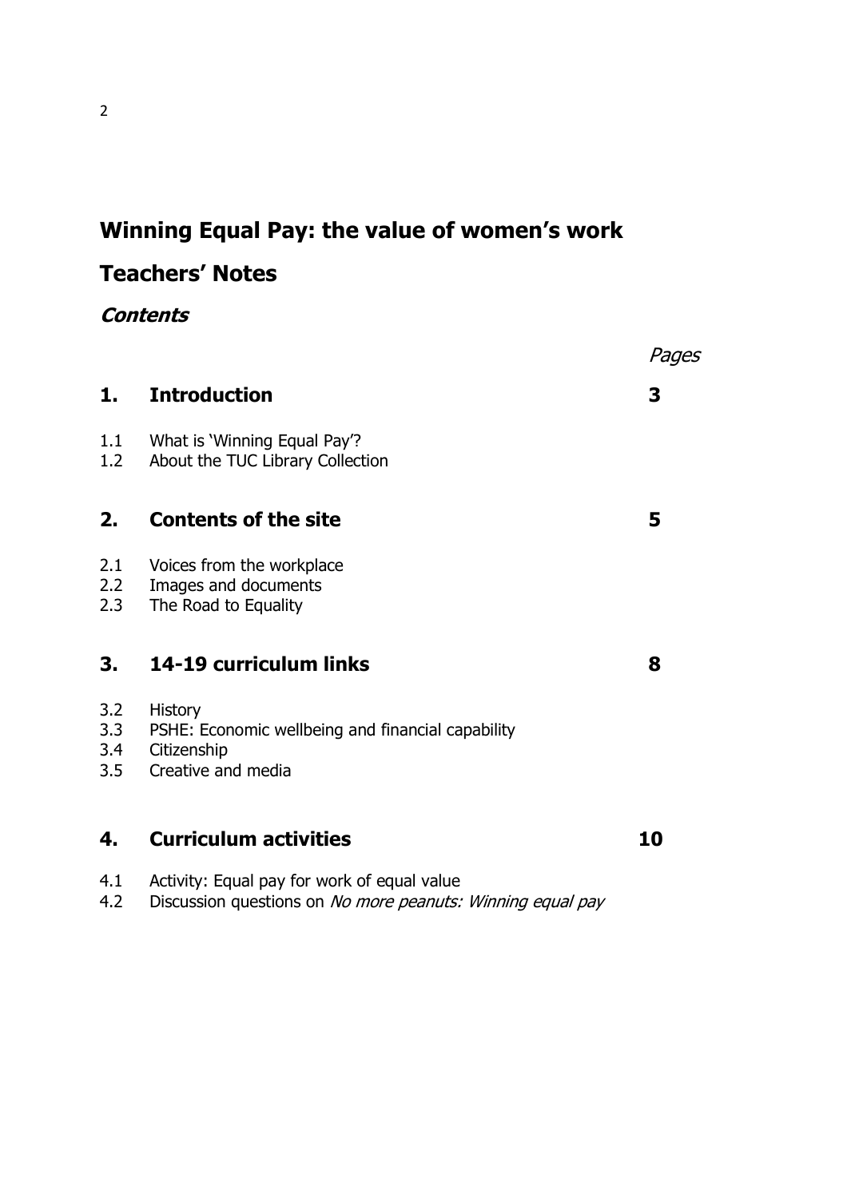# Winning Equal Pay: the value of women's work

## Teachers' Notes

### *Contents*

| | | *Pages* |
|---|---|---|
| **1.** | **Introduction** | **3** |
| 1.1 | What is 'Winning Equal Pay'? | |
| 1.2 | About the TUC Library Collection | |
| **2.** | **Contents of the site** | **5** |
| 2.1 | Voices from the workplace | |
| 2.2 | Images and documents | |
| 2.3 | The Road to Equality | |
| **3.** | **14-19 curriculum links** | **8** |
| 3.2 | History | |
| 3.3 | PSHE: Economic wellbeing and financial capability | |
| 3.4 | Citizenship | |
| 3.5 | Creative and media | |
| **4.** | **Curriculum activities** | **10** |
| 4.1 | Activity: Equal pay for work of equal value | |
| 4.2 | Discussion questions on *No more peanuts: Winning equal pay* | |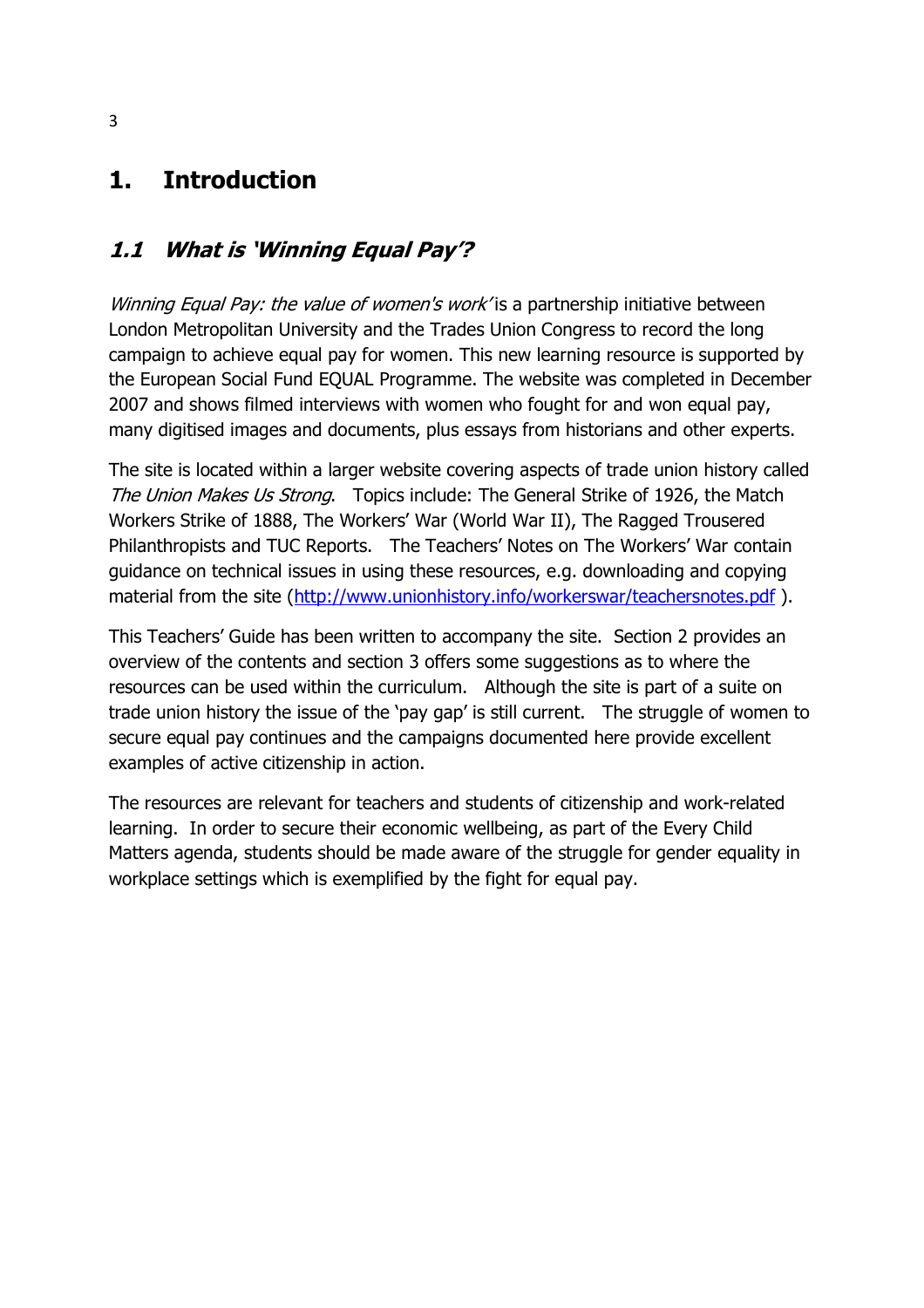# 1. Introduction

## *1.1 What is 'Winning Equal Pay'?*

*Winning Equal Pay: the value of women's work'* is a partnership initiative between London Metropolitan University and the Trades Union Congress to record the long campaign to achieve equal pay for women. This new learning resource is supported by the European Social Fund EQUAL Programme. The website was completed in December 2007 and shows filmed interviews with women who fought for and won equal pay, many digitised images and documents, plus essays from historians and other experts.

The site is located within a larger website covering aspects of trade union history called *The Union Makes Us Strong*. Topics include: The General Strike of 1926, the Match Workers Strike of 1888, The Workers' War (World War II), The Ragged Trousered Philanthropists and TUC Reports. The Teachers' Notes on The Workers' War contain guidance on technical issues in using these resources, e.g. downloading and copying material from the site (http://www.unionhistory.info/workerswar/teachersnotes.pdf ).

This Teachers' Guide has been written to accompany the site. Section 2 provides an overview of the contents and section 3 offers some suggestions as to where the resources can be used within the curriculum. Although the site is part of a suite on trade union history the issue of the 'pay gap' is still current. The struggle of women to secure equal pay continues and the campaigns documented here provide excellent examples of active citizenship in action.

The resources are relevant for teachers and students of citizenship and work-related learning. In order to secure their economic wellbeing, as part of the Every Child Matters agenda, students should be made aware of the struggle for gender equality in workplace settings which is exemplified by the fight for equal pay.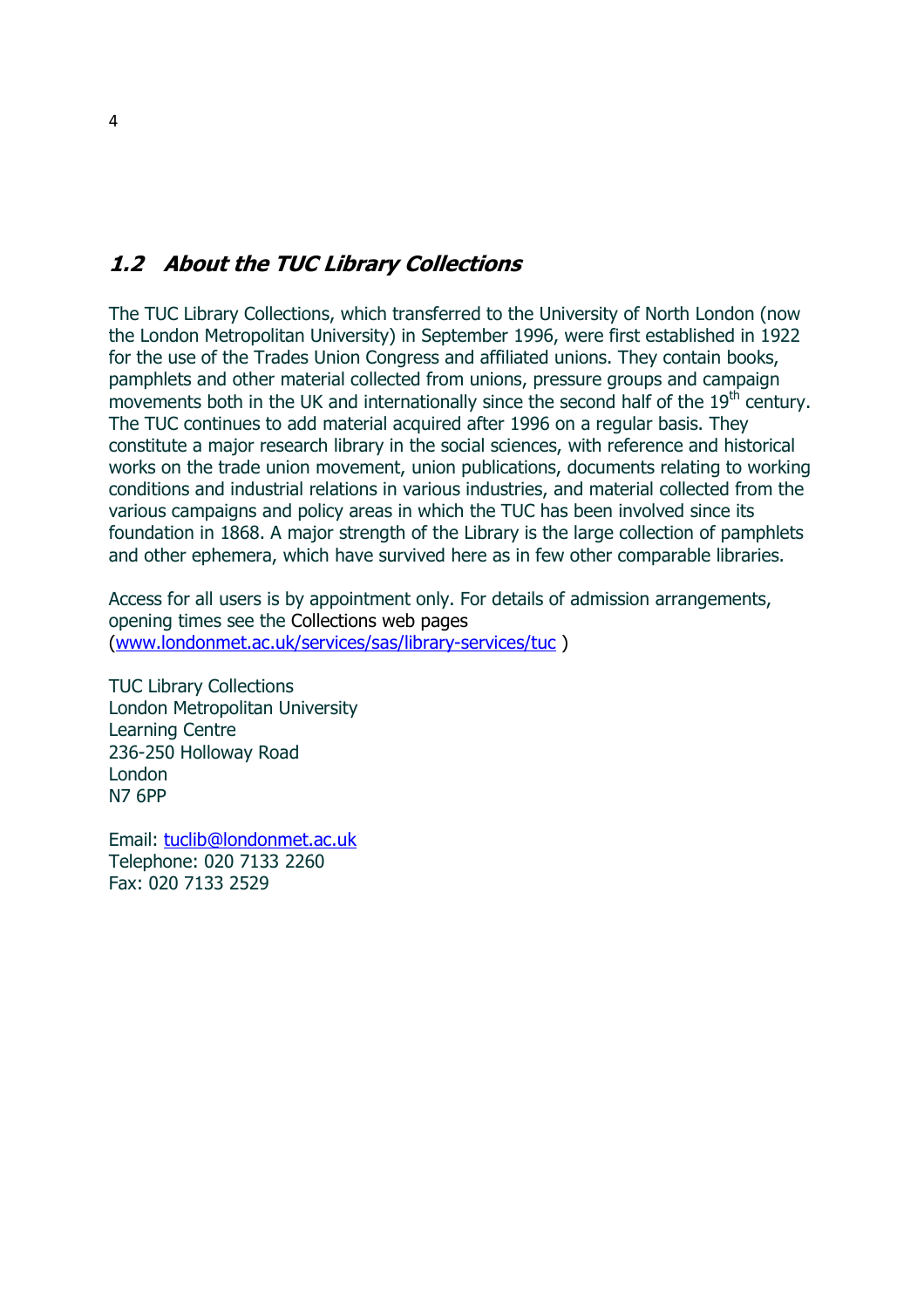## *1.2 About the TUC Library Collections*

The TUC Library Collections, which transferred to the University of North London (now the London Metropolitan University) in September 1996, were first established in 1922 for the use of the Trades Union Congress and affiliated unions. They contain books, pamphlets and other material collected from unions, pressure groups and campaign movements both in the UK and internationally since the second half of the 19th century. The TUC continues to add material acquired after 1996 on a regular basis. They constitute a major research library in the social sciences, with reference and historical works on the trade union movement, union publications, documents relating to working conditions and industrial relations in various industries, and material collected from the various campaigns and policy areas in which the TUC has been involved since its foundation in 1868. A major strength of the Library is the large collection of pamphlets and other ephemera, which have survived here as in few other comparable libraries.

Access for all users is by appointment only. For details of admission arrangements, opening times see the Collections web pages (www.londonmet.ac.uk/services/sas/library-services/tuc )

TUC Library Collections
London Metropolitan University
Learning Centre
236-250 Holloway Road
London
N7 6PP

Email: tuclib@londonmet.ac.uk
Telephone: 020 7133 2260
Fax: 020 7133 2529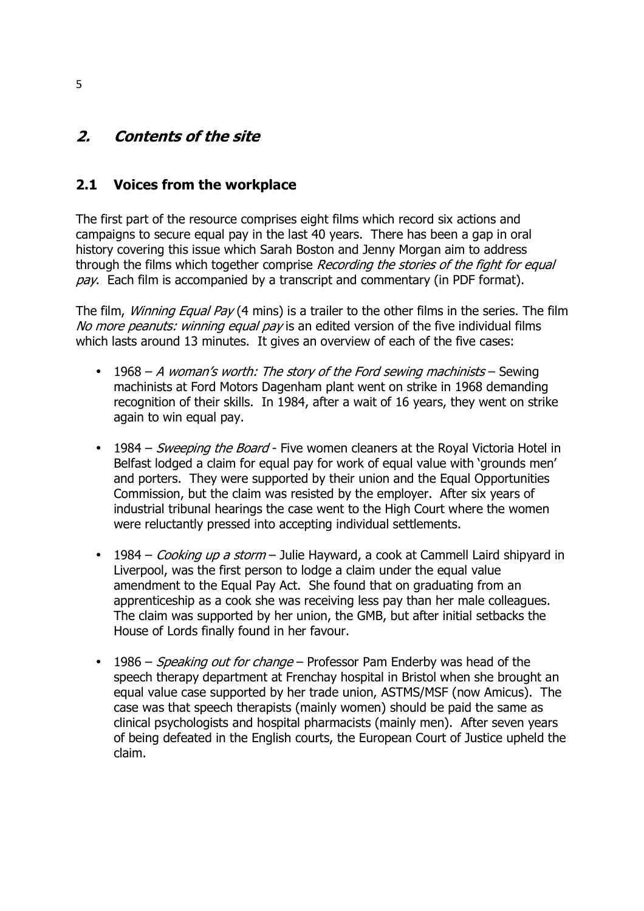## *2. Contents of the site*

### 2.1 Voices from the workplace

The first part of the resource comprises eight films which record six actions and campaigns to secure equal pay in the last 40 years. There has been a gap in oral history covering this issue which Sarah Boston and Jenny Morgan aim to address through the films which together comprise *Recording the stories of the fight for equal pay*. Each film is accompanied by a transcript and commentary (in PDF format).

The film, *Winning Equal Pay* (4 mins) is a trailer to the other films in the series. The film *No more peanuts: winning equal pay* is an edited version of the five individual films which lasts around 13 minutes. It gives an overview of each of the five cases:

- 1968 – *A woman's worth: The story of the Ford sewing machinists* – Sewing machinists at Ford Motors Dagenham plant went on strike in 1968 demanding recognition of their skills. In 1984, after a wait of 16 years, they went on strike again to win equal pay.
- 1984 – *Sweeping the Board* - Five women cleaners at the Royal Victoria Hotel in Belfast lodged a claim for equal pay for work of equal value with 'grounds men' and porters. They were supported by their union and the Equal Opportunities Commission, but the claim was resisted by the employer. After six years of industrial tribunal hearings the case went to the High Court where the women were reluctantly pressed into accepting individual settlements.
- 1984 – *Cooking up a storm* – Julie Hayward, a cook at Cammell Laird shipyard in Liverpool, was the first person to lodge a claim under the equal value amendment to the Equal Pay Act. She found that on graduating from an apprenticeship as a cook she was receiving less pay than her male colleagues. The claim was supported by her union, the GMB, but after initial setbacks the House of Lords finally found in her favour.
- 1986 – *Speaking out for change* – Professor Pam Enderby was head of the speech therapy department at Frenchay hospital in Bristol when she brought an equal value case supported by her trade union, ASTMS/MSF (now Amicus). The case was that speech therapists (mainly women) should be paid the same as clinical psychologists and hospital pharmacists (mainly men). After seven years of being defeated in the English courts, the European Court of Justice upheld the claim.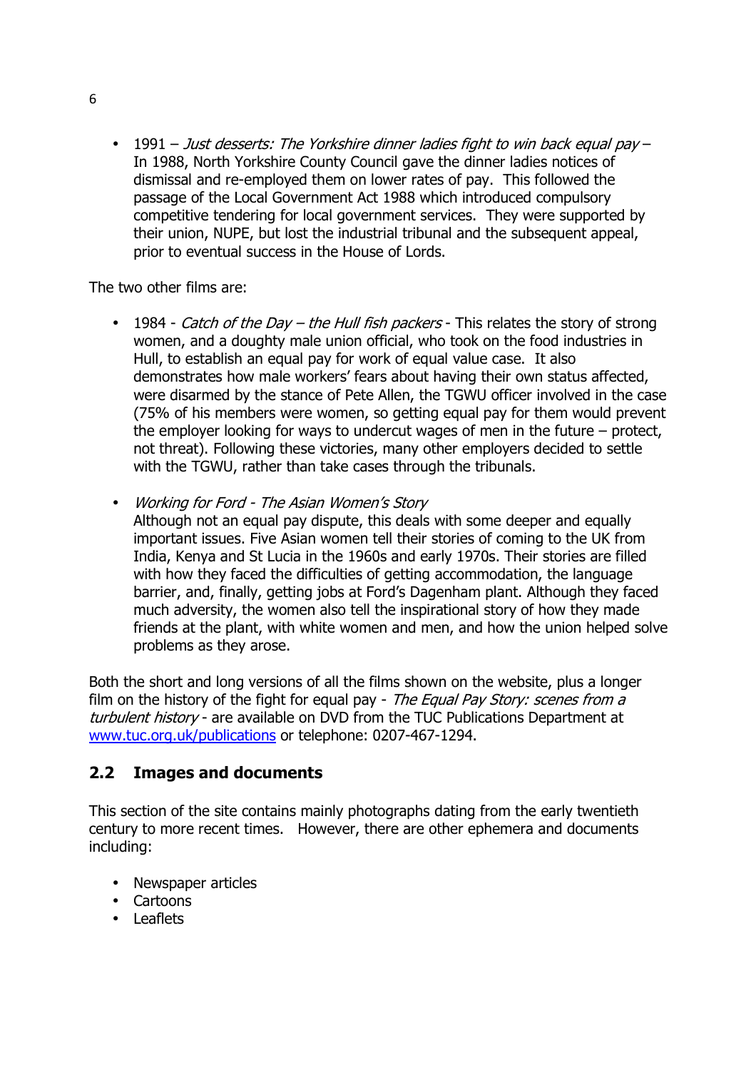- 1991 – *Just desserts: The Yorkshire dinner ladies fight to win back equal pay* – In 1988, North Yorkshire County Council gave the dinner ladies notices of dismissal and re-employed them on lower rates of pay. This followed the passage of the Local Government Act 1988 which introduced compulsory competitive tendering for local government services. They were supported by their union, NUPE, but lost the industrial tribunal and the subsequent appeal, prior to eventual success in the House of Lords.

The two other films are:

- 1984 - *Catch of the Day – the Hull fish packers* - This relates the story of strong women, and a doughty male union official, who took on the food industries in Hull, to establish an equal pay for work of equal value case. It also demonstrates how male workers' fears about having their own status affected, were disarmed by the stance of Pete Allen, the TGWU officer involved in the case (75% of his members were women, so getting equal pay for them would prevent the employer looking for ways to undercut wages of men in the future – protect, not threat). Following these victories, many other employers decided to settle with the TGWU, rather than take cases through the tribunals.

- *Working for Ford - The Asian Women's Story*
  Although not an equal pay dispute, this deals with some deeper and equally important issues. Five Asian women tell their stories of coming to the UK from India, Kenya and St Lucia in the 1960s and early 1970s. Their stories are filled with how they faced the difficulties of getting accommodation, the language barrier, and, finally, getting jobs at Ford's Dagenham plant. Although they faced much adversity, the women also tell the inspirational story of how they made friends at the plant, with white women and men, and how the union helped solve problems as they arose.

Both the short and long versions of all the films shown on the website, plus a longer film on the history of the fight for equal pay - *The Equal Pay Story: scenes from a turbulent history* - are available on DVD from the TUC Publications Department at [www.tuc.org.uk/publications](http://www.tuc.org.uk/publications) or telephone: 0207-467-1294.

## 2.2 Images and documents

This section of the site contains mainly photographs dating from the early twentieth century to more recent times. However, there are other ephemera and documents including:

- Newspaper articles
- Cartoons
- Leaflets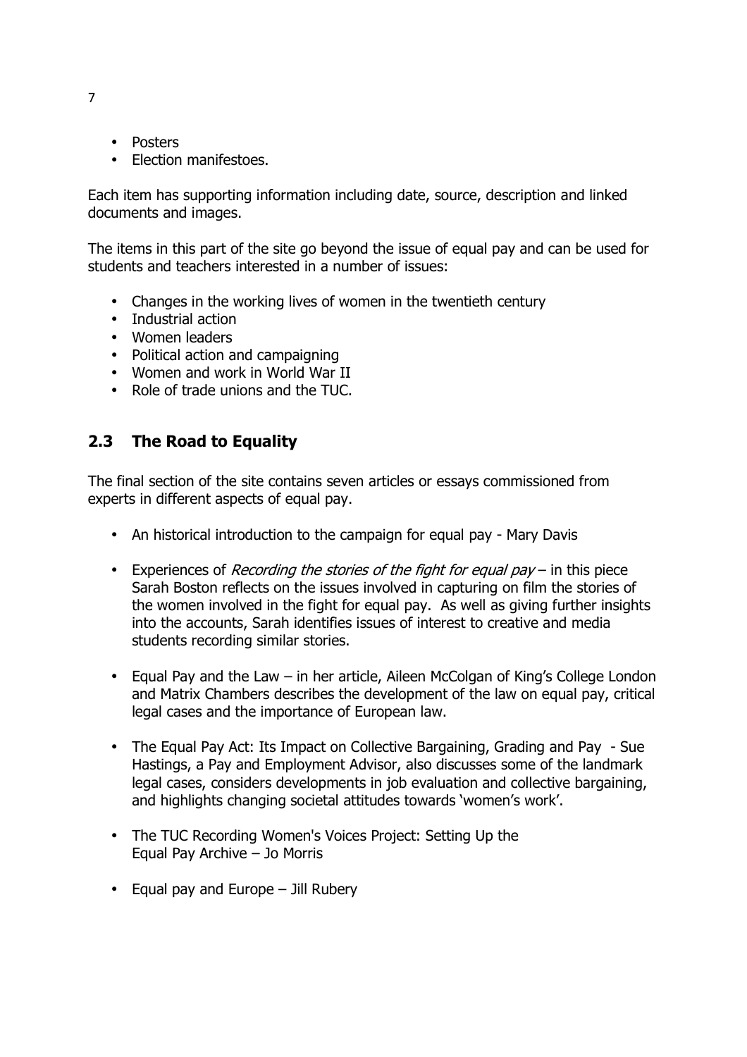- Posters
- Election manifestoes.

Each item has supporting information including date, source, description and linked documents and images.

The items in this part of the site go beyond the issue of equal pay and can be used for students and teachers interested in a number of issues:

- Changes in the working lives of women in the twentieth century
- Industrial action
- Women leaders
- Political action and campaigning
- Women and work in World War II
- Role of trade unions and the TUC.

## 2.3 The Road to Equality

The final section of the site contains seven articles or essays commissioned from experts in different aspects of equal pay.

- An historical introduction to the campaign for equal pay - Mary Davis

- Experiences of *Recording the stories of the fight for equal pay* – in this piece Sarah Boston reflects on the issues involved in capturing on film the stories of the women involved in the fight for equal pay. As well as giving further insights into the accounts, Sarah identifies issues of interest to creative and media students recording similar stories.

- Equal Pay and the Law – in her article, Aileen McColgan of King's College London and Matrix Chambers describes the development of the law on equal pay, critical legal cases and the importance of European law.

- The Equal Pay Act: Its Impact on Collective Bargaining, Grading and Pay - Sue Hastings, a Pay and Employment Advisor, also discusses some of the landmark legal cases, considers developments in job evaluation and collective bargaining, and highlights changing societal attitudes towards 'women's work'.

- The TUC Recording Women's Voices Project: Setting Up the Equal Pay Archive – Jo Morris

- Equal pay and Europe – Jill Rubery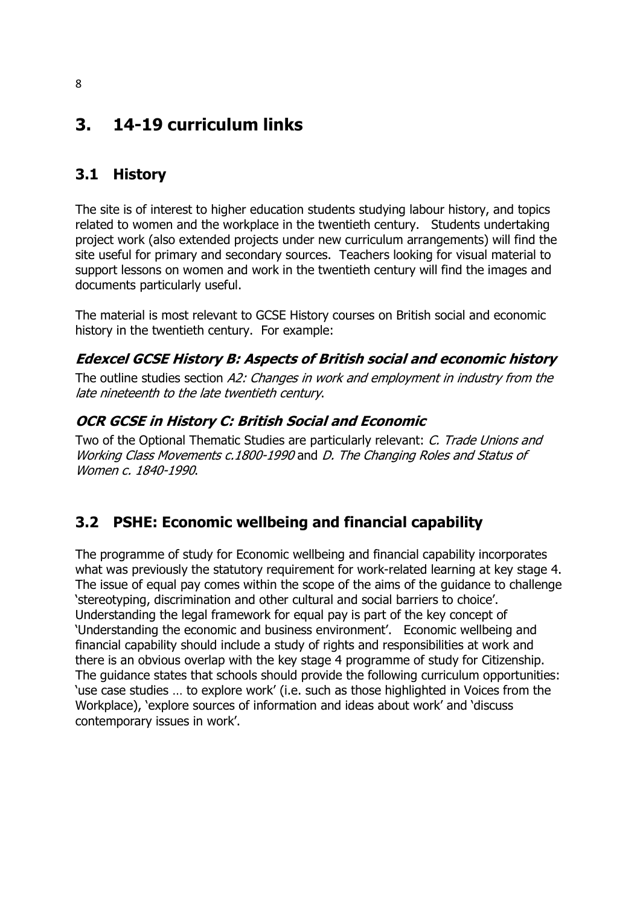# 3. 14-19 curriculum links

## 3.1 History

The site is of interest to higher education students studying labour history, and topics related to women and the workplace in the twentieth century. Students undertaking project work (also extended projects under new curriculum arrangements) will find the site useful for primary and secondary sources. Teachers looking for visual material to support lessons on women and work in the twentieth century will find the images and documents particularly useful.

The material is most relevant to GCSE History courses on British social and economic history in the twentieth century. For example:

### *Edexcel GCSE History B: Aspects of British social and economic history*

The outline studies section *A2: Changes in work and employment in industry from the late nineteenth to the late twentieth century*.

### *OCR GCSE in History C: British Social and Economic*

Two of the Optional Thematic Studies are particularly relevant: *C. Trade Unions and Working Class Movements c.1800-1990* and *D. The Changing Roles and Status of Women c. 1840-1990*.

## 3.2 PSHE: Economic wellbeing and financial capability

The programme of study for Economic wellbeing and financial capability incorporates what was previously the statutory requirement for work-related learning at key stage 4. The issue of equal pay comes within the scope of the aims of the guidance to challenge 'stereotyping, discrimination and other cultural and social barriers to choice'. Understanding the legal framework for equal pay is part of the key concept of 'Understanding the economic and business environment'. Economic wellbeing and financial capability should include a study of rights and responsibilities at work and there is an obvious overlap with the key stage 4 programme of study for Citizenship. The guidance states that schools should provide the following curriculum opportunities: 'use case studies … to explore work' (i.e. such as those highlighted in Voices from the Workplace), 'explore sources of information and ideas about work' and 'discuss contemporary issues in work'.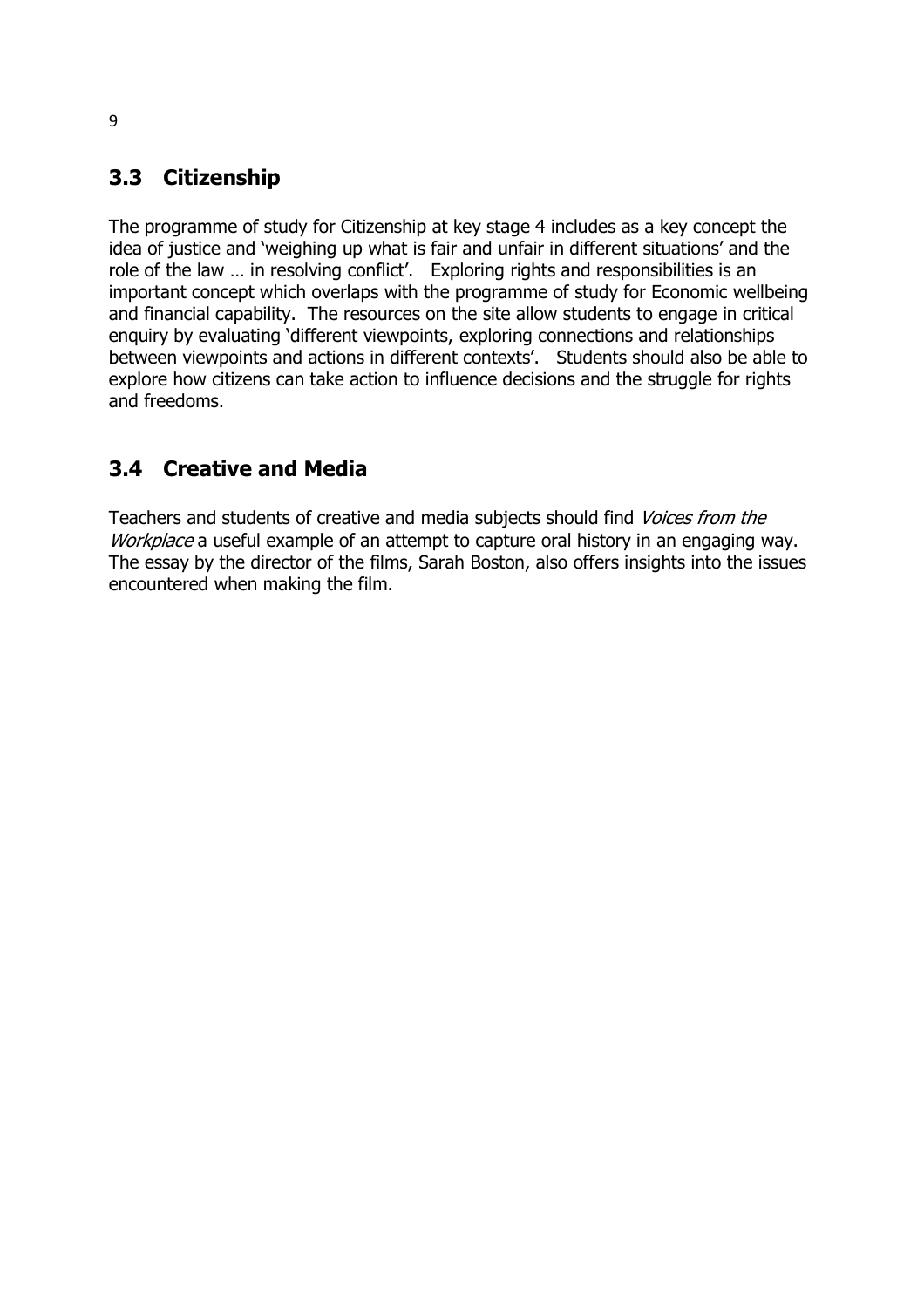## 3.3 Citizenship

The programme of study for Citizenship at key stage 4 includes as a key concept the idea of justice and 'weighing up what is fair and unfair in different situations' and the role of the law … in resolving conflict'. Exploring rights and responsibilities is an important concept which overlaps with the programme of study for Economic wellbeing and financial capability. The resources on the site allow students to engage in critical enquiry by evaluating 'different viewpoints, exploring connections and relationships between viewpoints and actions in different contexts'. Students should also be able to explore how citizens can take action to influence decisions and the struggle for rights and freedoms.

## 3.4 Creative and Media

Teachers and students of creative and media subjects should find *Voices from the Workplace* a useful example of an attempt to capture oral history in an engaging way. The essay by the director of the films, Sarah Boston, also offers insights into the issues encountered when making the film.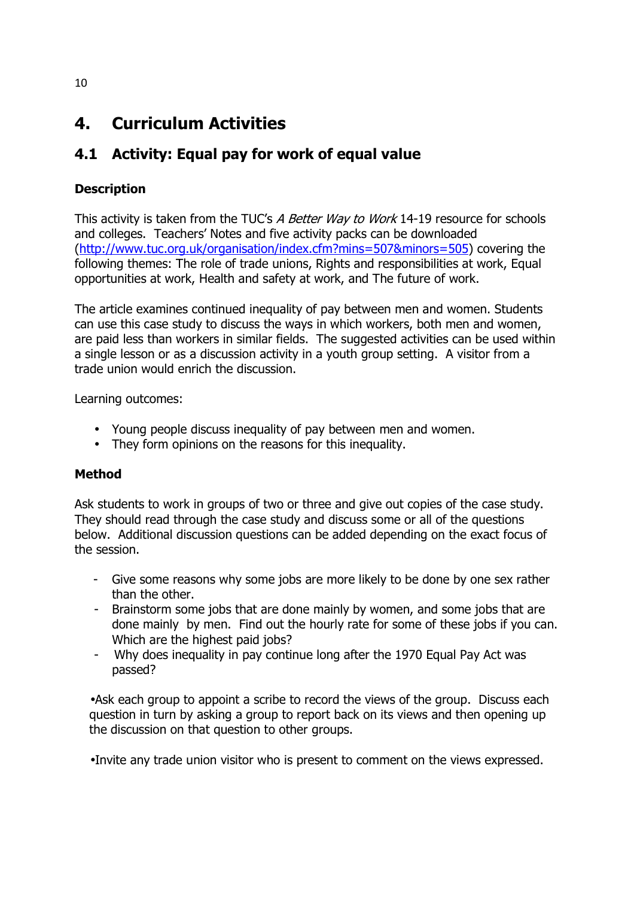# 4. Curriculum Activities

## 4.1 Activity: Equal pay for work of equal value

### Description

This activity is taken from the TUC's *A Better Way to Work* 14-19 resource for schools and colleges. Teachers' Notes and five activity packs can be downloaded ([http://www.tuc.org.uk/organisation/index.cfm?mins=507&minors=505](http://www.tuc.org.uk/organisation/index.cfm?mins=507&minors=505)) covering the following themes: The role of trade unions, Rights and responsibilities at work, Equal opportunities at work, Health and safety at work, and The future of work.

The article examines continued inequality of pay between men and women. Students can use this case study to discuss the ways in which workers, both men and women, are paid less than workers in similar fields. The suggested activities can be used within a single lesson or as a discussion activity in a youth group setting. A visitor from a trade union would enrich the discussion.

Learning outcomes:

- Young people discuss inequality of pay between men and women.
- They form opinions on the reasons for this inequality.

### Method

Ask students to work in groups of two or three and give out copies of the case study. They should read through the case study and discuss some or all of the questions below. Additional discussion questions can be added depending on the exact focus of the session.

- Give some reasons why some jobs are more likely to be done by one sex rather than the other.
- Brainstorm some jobs that are done mainly by women, and some jobs that are done mainly by men. Find out the hourly rate for some of these jobs if you can. Which are the highest paid jobs?
- Why does inequality in pay continue long after the 1970 Equal Pay Act was passed?

- Ask each group to appoint a scribe to record the views of the group. Discuss each question in turn by asking a group to report back on its views and then opening up the discussion on that question to other groups.
- Invite any trade union visitor who is present to comment on the views expressed.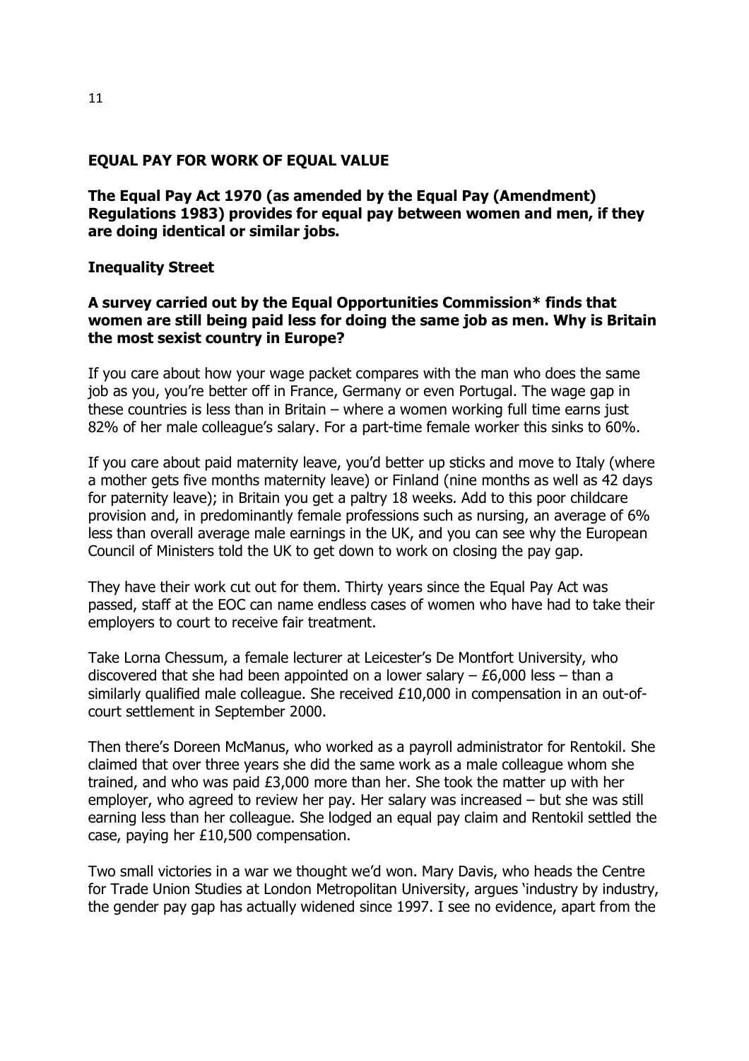## EQUAL PAY FOR WORK OF EQUAL VALUE

**The Equal Pay Act 1970 (as amended by the Equal Pay (Amendment) Regulations 1983) provides for equal pay between women and men, if they are doing identical or similar jobs.**

### Inequality Street

**A survey carried out by the Equal Opportunities Commission* finds that women are still being paid less for doing the same job as men. Why is Britain the most sexist country in Europe?**

If you care about how your wage packet compares with the man who does the same job as you, you're better off in France, Germany or even Portugal. The wage gap in these countries is less than in Britain – where a women working full time earns just 82% of her male colleague's salary. For a part-time female worker this sinks to 60%.

If you care about paid maternity leave, you'd better up sticks and move to Italy (where a mother gets five months maternity leave) or Finland (nine months as well as 42 days for paternity leave); in Britain you get a paltry 18 weeks. Add to this poor childcare provision and, in predominantly female professions such as nursing, an average of 6% less than overall average male earnings in the UK, and you can see why the European Council of Ministers told the UK to get down to work on closing the pay gap.

They have their work cut out for them. Thirty years since the Equal Pay Act was passed, staff at the EOC can name endless cases of women who have had to take their employers to court to receive fair treatment.

Take Lorna Chessum, a female lecturer at Leicester's De Montfort University, who discovered that she had been appointed on a lower salary – £6,000 less – than a similarly qualified male colleague. She received £10,000 in compensation in an out-of-court settlement in September 2000.

Then there's Doreen McManus, who worked as a payroll administrator for Rentokil. She claimed that over three years she did the same work as a male colleague whom she trained, and who was paid £3,000 more than her. She took the matter up with her employer, who agreed to review her pay. Her salary was increased – but she was still earning less than her colleague. She lodged an equal pay claim and Rentokil settled the case, paying her £10,500 compensation.

Two small victories in a war we thought we'd won. Mary Davis, who heads the Centre for Trade Union Studies at London Metropolitan University, argues 'industry by industry, the gender pay gap has actually widened since 1997. I see no evidence, apart from the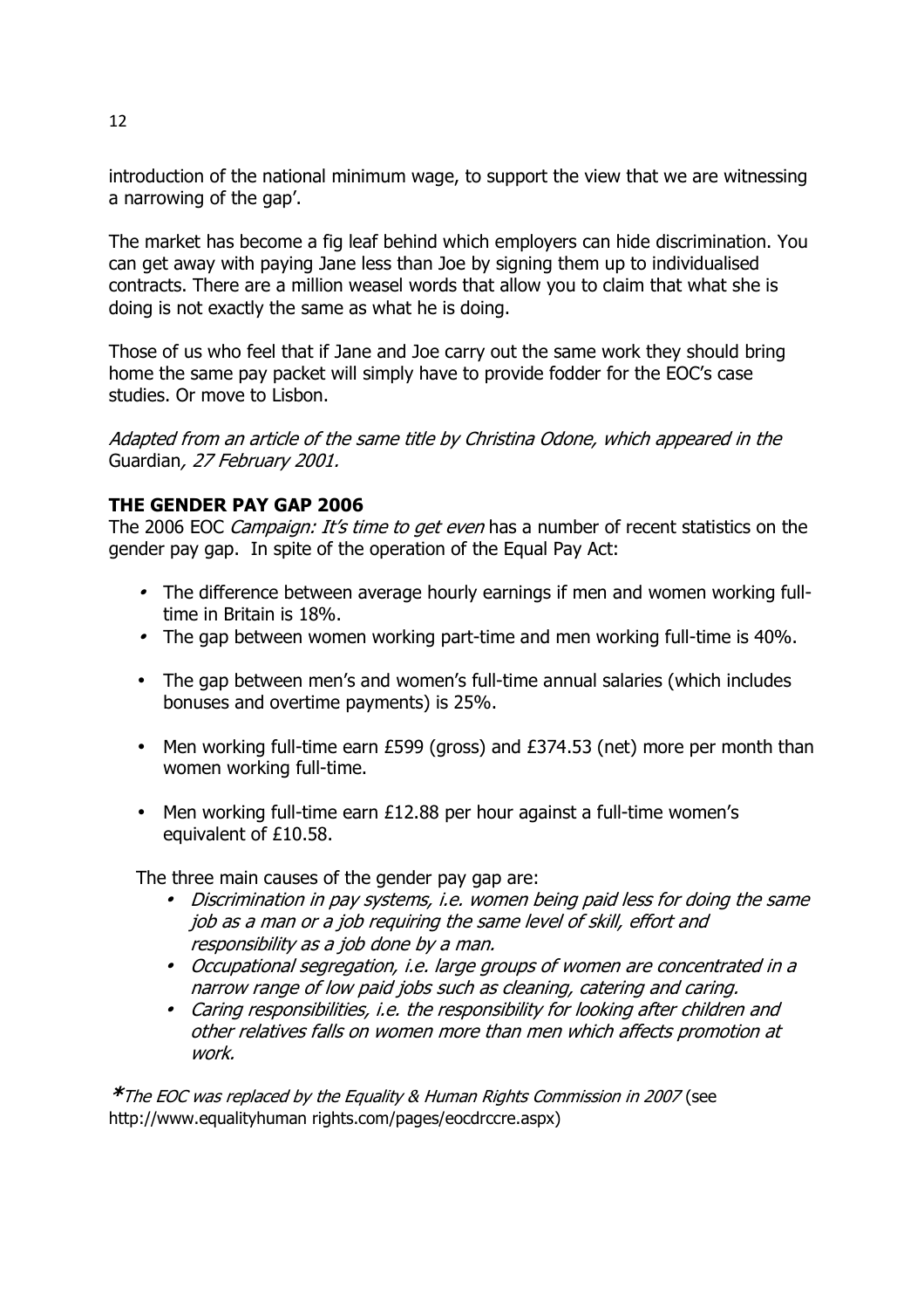introduction of the national minimum wage, to support the view that we are witnessing a narrowing of the gap'.

The market has become a fig leaf behind which employers can hide discrimination. You can get away with paying Jane less than Joe by signing them up to individualised contracts. There are a million weasel words that allow you to claim that what she is doing is not exactly the same as what he is doing.

Those of us who feel that if Jane and Joe carry out the same work they should bring home the same pay packet will simply have to provide fodder for the EOC's case studies. Or move to Lisbon.

*Adapted from an article of the same title by Christina Odone, which appeared in the* Guardian*, 27 February 2001.*

**THE GENDER PAY GAP 2006**

The 2006 EOC *Campaign: It's time to get even* has a number of recent statistics on the gender pay gap. In spite of the operation of the Equal Pay Act:

- The difference between average hourly earnings if men and women working full-time in Britain is 18%.
- The gap between women working part-time and men working full-time is 40%.
- The gap between men's and women's full-time annual salaries (which includes bonuses and overtime payments) is 25%.
- Men working full-time earn £599 (gross) and £374.53 (net) more per month than women working full-time.
- Men working full-time earn £12.88 per hour against a full-time women's equivalent of £10.58.

The three main causes of the gender pay gap are:

- *Discrimination in pay systems, i.e. women being paid less for doing the same job as a man or a job requiring the same level of skill, effort and responsibility as a job done by a man.*
- *Occupational segregation, i.e. large groups of women are concentrated in a narrow range of low paid jobs such as cleaning, catering and caring.*
- *Caring responsibilities, i.e. the responsibility for looking after children and other relatives falls on women more than men which affects promotion at work.*

***The EOC was replaced by the Equality & Human Rights Commission in 2007* (see http://www.equalityhuman rights.com/pages/eocdrccre.aspx)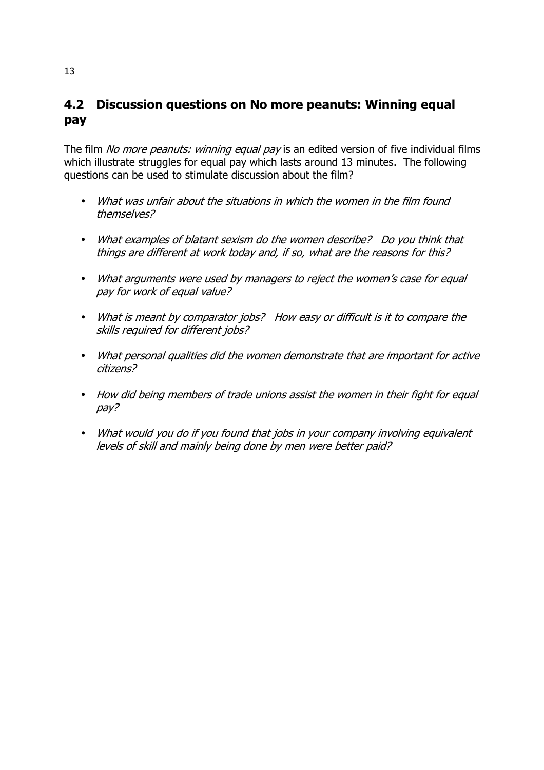## 4.2 Discussion questions on No more peanuts: Winning equal pay

The film *No more peanuts: winning equal pay* is an edited version of five individual films which illustrate struggles for equal pay which lasts around 13 minutes. The following questions can be used to stimulate discussion about the film?

- *What was unfair about the situations in which the women in the film found themselves?*
- *What examples of blatant sexism do the women describe? Do you think that things are different at work today and, if so, what are the reasons for this?*
- *What arguments were used by managers to reject the women's case for equal pay for work of equal value?*
- *What is meant by comparator jobs? How easy or difficult is it to compare the skills required for different jobs?*
- *What personal qualities did the women demonstrate that are important for active citizens?*
- *How did being members of trade unions assist the women in their fight for equal pay?*
- *What would you do if you found that jobs in your company involving equivalent levels of skill and mainly being done by men were better paid?*